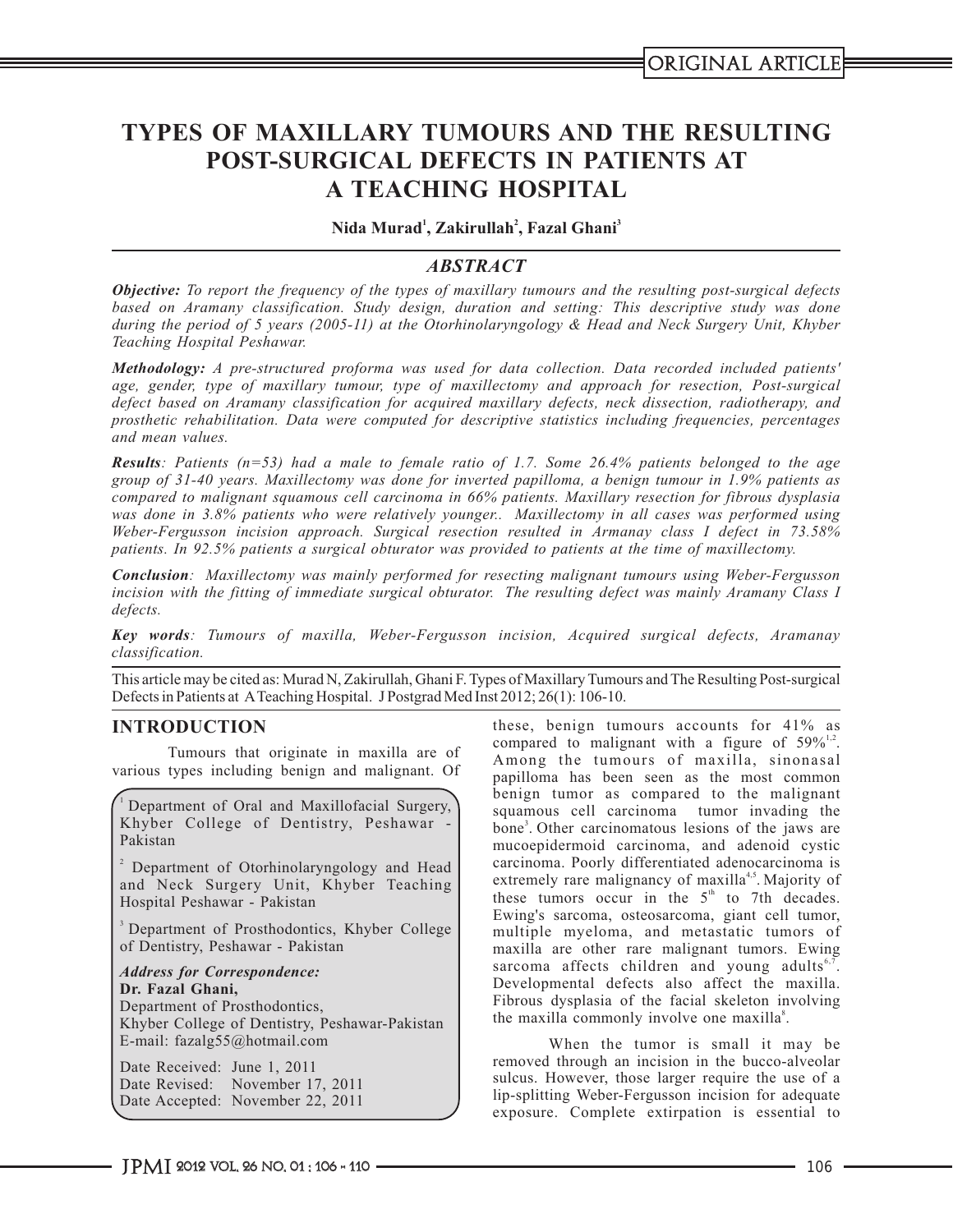ORIGINAL ARTICLE

# TYPES OF MAXILLARY TUMOURS AND THE RESULTING POST-SURGICAL DEFECTS IN PATIENTS AT A TEACHING HOSPITAL

**Nida Murad[1], Zakirullah[2], Fazal Ghani[3]**

## ABSTRACT

***Objective:*** *To report the frequency of the types of maxillary tumours and the resulting post-surgical defects based on Aramany classification. Study design, duration and setting: This descriptive study was done during the period of 5 years (2005-11) at the Otorhinolaryngology & Head and Neck Surgery Unit, Khyber Teaching Hospital Peshawar.*

***Methodology:*** *A pre-structured proforma was used for data collection. Data recorded included patients' age, gender, type of maxillary tumour, type of maxillectomy and approach for resection, Post-surgical defect based on Aramany classification for acquired maxillary defects, neck dissection, radiotherapy, and prosthetic rehabilitation. Data were computed for descriptive statistics including frequencies, percentages and mean values.*

***Results****: Patients (n=53) had a male to female ratio of 1.7. Some 26.4% patients belonged to the age group of 31-40 years. Maxillectomy was done for inverted papilloma, a benign tumour in 1.9% patients as compared to malignant squamous cell carcinoma in 66% patients. Maxillary resection for fibrous dysplasia was done in 3.8% patients who were relatively younger.. Maxillectomy in all cases was performed using Weber-Fergusson incision approach. Surgical resection resulted in Armanay class I defect in 73.58% patients. In 92.5% patients a surgical obturator was provided to patients at the time of maxillectomy.*

***Conclusion****: Maxillectomy was mainly performed for resecting malignant tumours using Weber-Fergusson incision with the fitting of immediate surgical obturator. The resulting defect was mainly Aramany Class I defects.*

***Key words****: Tumours of maxilla, Weber-Fergusson incision, Acquired surgical defects, Aramanay classification.*

This article may be cited as: Murad N, Zakirullah, Ghani F. Types of Maxillary Tumours and The Resulting Post-surgical Defects in Patients at A Teaching Hospital. J Postgrad Med Inst 2012; 26(1): 106-10.

## INTRODUCTION

Tumours that originate in maxilla are of various types including benign and malignant. Of these, benign tumours accounts for 41% as compared to malignant with a figure of 59%[1,2]. Among the tumours of maxilla, sinonasal papilloma has been seen as the most common benign tumor as compared to the malignant squamous cell carcinoma tumor invading the bone[3]. Other carcinomatous lesions of the jaws are mucoepidermoid carcinoma, and adenoid cystic carcinoma. Poorly differentiated adenocarcinoma is extremely rare malignancy of maxilla[4,5]. Majority of these tumors occur in the 5[th] to 7th decades. Ewing's sarcoma, osteosarcoma, giant cell tumor, multiple myeloma, and metastatic tumors of maxilla are other rare malignant tumors. Ewing sarcoma affects children and young adults[6,7]. Developmental defects also affect the maxilla. Fibrous dysplasia of the facial skeleton involving the maxilla commonly involve one maxilla[8].

When the tumor is small it may be removed through an incision in the bucco-alveolar sulcus. However, those larger require the use of a lip-splitting Weber-Fergusson incision for adequate exposure. Complete extirpation is essential to

[1] Department of Oral and Maxillofacial Surgery, Khyber College of Dentistry, Peshawar - Pakistan

[2] Department of Otorhinolaryngology and Head and Neck Surgery Unit, Khyber Teaching Hospital Peshawar - Pakistan

[3] Department of Prosthodontics, Khyber College of Dentistry, Peshawar - Pakistan

***Address for Correspondence:***
**Dr. Fazal Ghani,**
Department of Prosthodontics,
Khyber College of Dentistry, Peshawar-Pakistan
E-mail: fazalg55@hotmail.com

Date Received: June 1, 2011
Date Revised: November 17, 2011
Date Accepted: November 22, 2011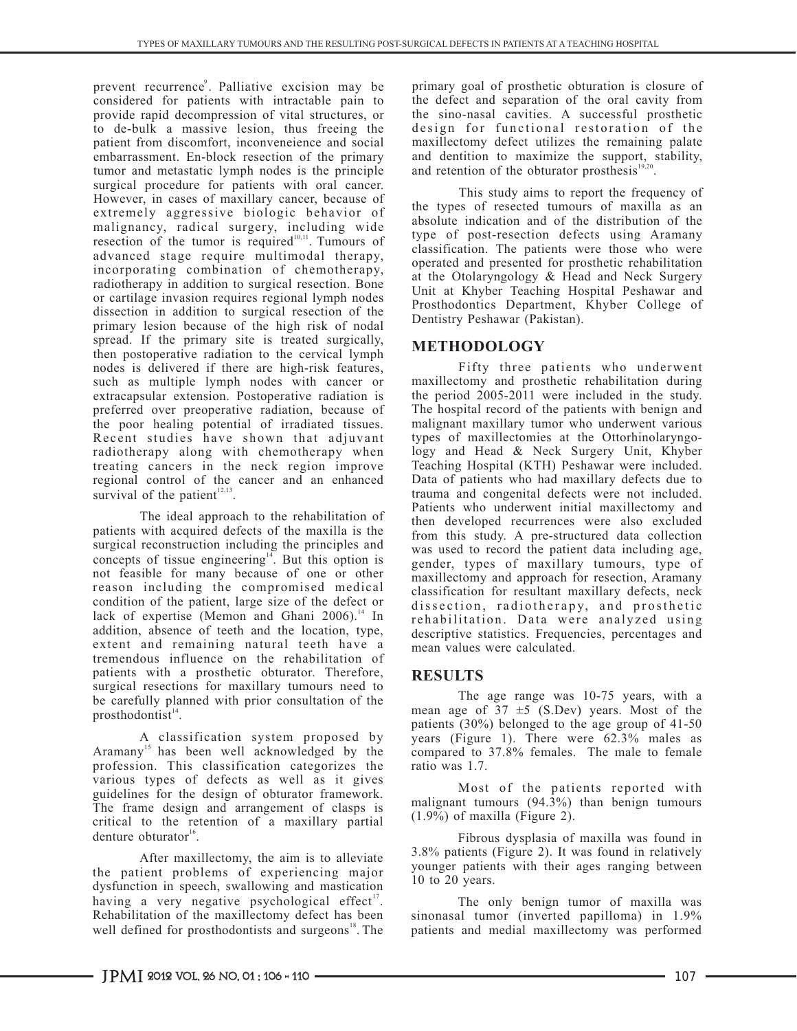prevent recurrence[9]. Palliative excision may be considered for patients with intractable pain to provide rapid decompression of vital structures, or to de-bulk a massive lesion, thus freeing the patient from discomfort, inconveneience and social embarrassment. En-block resection of the primary tumor and metastatic lymph nodes is the principle surgical procedure for patients with oral cancer. However, in cases of maxillary cancer, because of extremely aggressive biologic behavior of malignancy, radical surgery, including wide resection of the tumor is required[10,11]. Tumours of advanced stage require multimodal therapy, incorporating combination of chemotherapy, radiotherapy in addition to surgical resection. Bone or cartilage invasion requires regional lymph nodes dissection in addition to surgical resection of the primary lesion because of the high risk of nodal spread. If the primary site is treated surgically, then postoperative radiation to the cervical lymph nodes is delivered if there are high-risk features, such as multiple lymph nodes with cancer or extracapsular extension. Postoperative radiation is preferred over preoperative radiation, because of the poor healing potential of irradiated tissues. Recent studies have shown that adjuvant radiotherapy along with chemotherapy when treating cancers in the neck region improve regional control of the cancer and an enhanced survival of the patient[12,13].

The ideal approach to the rehabilitation of patients with acquired defects of the maxilla is the surgical reconstruction including the principles and concepts of tissue engineering[14]. But this option is not feasible for many because of one or other reason including the compromised medical condition of the patient, large size of the defect or lack of expertise (Memon and Ghani 2006).[14] In addition, absence of teeth and the location, type, extent and remaining natural teeth have a tremendous influence on the rehabilitation of patients with a prosthetic obturator. Therefore, surgical resections for maxillary tumours need to be carefully planned with prior consultation of the prosthodontist[14].

A classification system proposed by Aramany[15] has been well acknowledged by the profession. This classification categorizes the various types of defects as well as it gives guidelines for the design of obturator framework. The frame design and arrangement of clasps is critical to the retention of a maxillary partial denture obturator[16].

After maxillectomy, the aim is to alleviate the patient problems of experiencing major dysfunction in speech, swallowing and mastication having a very negative psychological effect[17]. Rehabilitation of the maxillectomy defect has been well defined for prosthodontists and surgeons[18]. The primary goal of prosthetic obturation is closure of the defect and separation of the oral cavity from the sino-nasal cavities. A successful prosthetic design for functional restoration of the maxillectomy defect utilizes the remaining palate and dentition to maximize the support, stability, and retention of the obturator prosthesis[19,20].

This study aims to report the frequency of the types of resected tumours of maxilla as an absolute indication and of the distribution of the type of post-resection defects using Aramany classification. The patients were those who were operated and presented for prosthetic rehabilitation at the Otolaryngology & Head and Neck Surgery Unit at Khyber Teaching Hospital Peshawar and Prosthodontics Department, Khyber College of Dentistry Peshawar (Pakistan).

## METHODOLOGY

Fifty three patients who underwent maxillectomy and prosthetic rehabilitation during the period 2005-2011 were included in the study. The hospital record of the patients with benign and malignant maxillary tumor who underwent various types of maxillectomies at the Ottorhinolaryngology and Head & Neck Surgery Unit, Khyber Teaching Hospital (KTH) Peshawar were included. Data of patients who had maxillary defects due to trauma and congenital defects were not included. Patients who underwent initial maxillectomy and then developed recurrences were also excluded from this study. A pre-structured data collection was used to record the patient data including age, gender, types of maxillary tumours, type of maxillectomy and approach for resection, Aramany classification for resultant maxillary defects, neck dissection, radiotherapy, and prosthetic rehabilitation. Data were analyzed using descriptive statistics. Frequencies, percentages and mean values were calculated.

## RESULTS

The age range was 10-75 years, with a mean age of 37 ±5 (S.Dev) years. Most of the patients (30%) belonged to the age group of 41-50 years (Figure 1). There were 62.3% males as compared to 37.8% females. The male to female ratio was 1.7.

Most of the patients reported with malignant tumours (94.3%) than benign tumours (1.9%) of maxilla (Figure 2).

Fibrous dysplasia of maxilla was found in 3.8% patients (Figure 2). It was found in relatively younger patients with their ages ranging between 10 to 20 years.

The only benign tumor of maxilla was sinonasal tumor (inverted papilloma) in 1.9% patients and medial maxillectomy was performed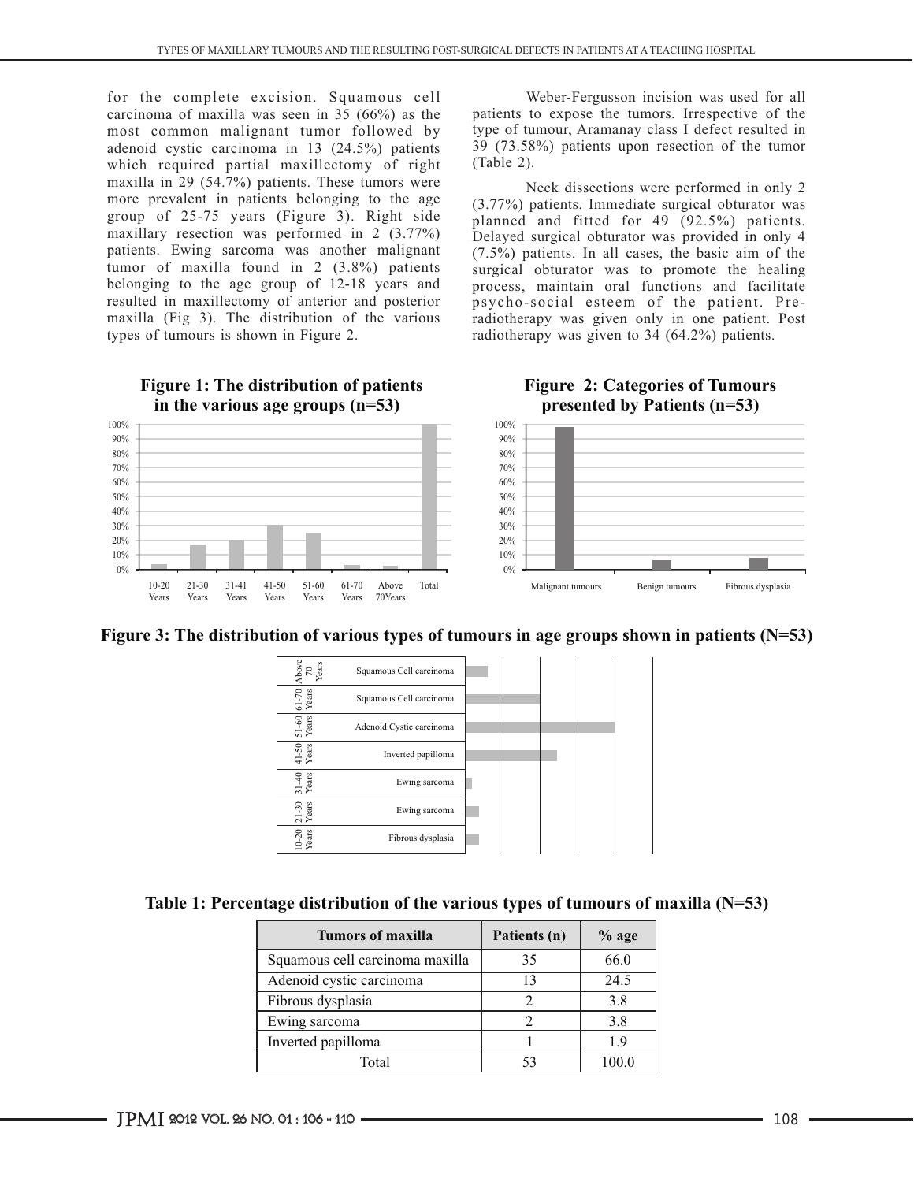for the complete excision. Squamous cell carcinoma of maxilla was seen in 35 (66%) as the most common malignant tumor followed by adenoid cystic carcinoma in 13 (24.5%) patients which required partial maxillectomy of right maxilla in 29 (54.7%) patients. These tumors were more prevalent in patients belonging to the age group of 25-75 years (Figure 3). Right side maxillary resection was performed in 2 (3.77%) patients. Ewing sarcoma was another malignant tumor of maxilla found in 2 (3.8%) patients belonging to the age group of 12-18 years and resulted in maxillectomy of anterior and posterior maxilla (Fig 3). The distribution of the various types of tumours is shown in Figure 2.

Weber-Fergusson incision was used for all patients to expose the tumors. Irrespective of the type of tumour, Aramanay class I defect resulted in 39 (73.58%) patients upon resection of the tumor (Table 2).

Neck dissections were performed in only 2 (3.77%) patients. Immediate surgical obturator was planned and fitted for 49 (92.5%) patients. Delayed surgical obturator was provided in only 4 (7.5%) patients. In all cases, the basic aim of the surgical obturator was to promote the healing process, maintain oral functions and facilitate psycho-social esteem of the patient. Pre-radiotherapy was given only in one patient. Post radiotherapy was given to 34 (64.2%) patients.

**Figure 1: The distribution of patients in the various age groups (n=53)**

**Figure 2: Categories of Tumours presented by Patients (n=53)**

**Figure 3: The distribution of various types of tumours in age groups shown in patients (N=53)**

**Table 1: Percentage distribution of the various types of tumours of maxilla (N=53)**

| Tumors of maxilla | Patients (n) | % age |
|---|---|---|
| Squamous cell carcinoma maxilla | 35 | 66.0 |
| Adenoid cystic carcinoma | 13 | 24.5 |
| Fibrous dysplasia | 2 | 3.8 |
| Ewing sarcoma | 2 | 3.8 |
| Inverted papilloma | 1 | 1.9 |
| Total | 53 | 100.0 |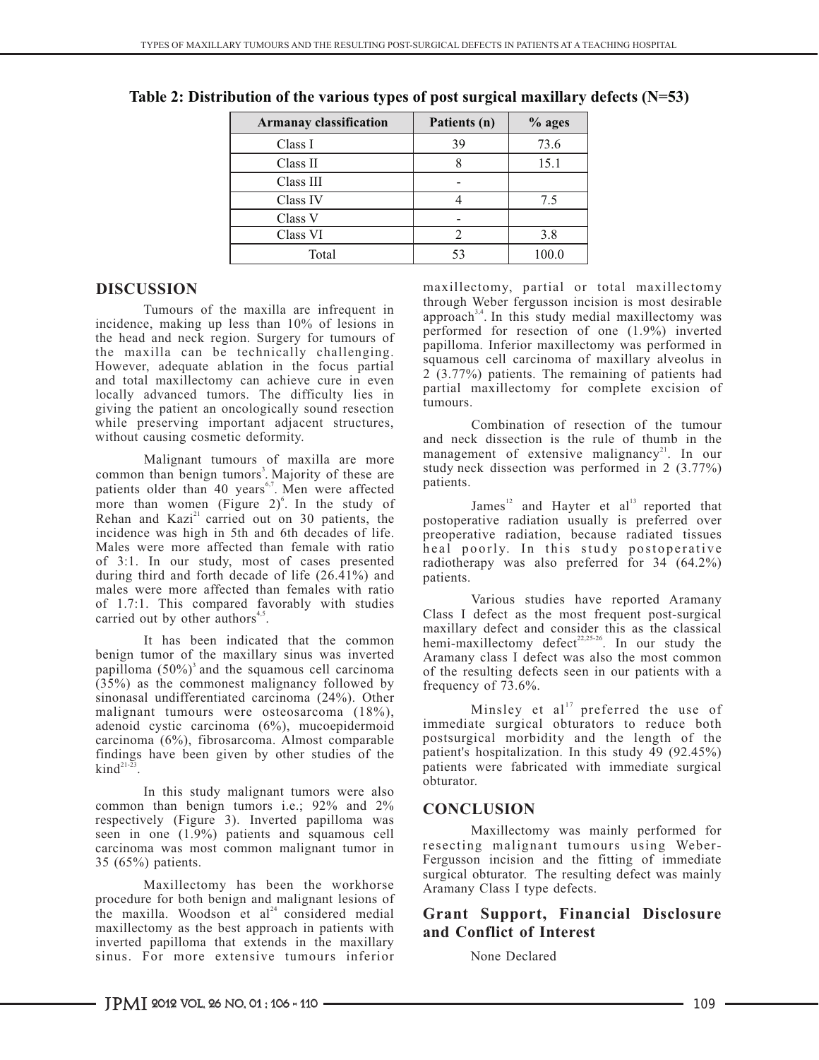**Table 2: Distribution of the various types of post surgical maxillary defects (N=53)**

| Armanay classification | Patients (n) | % ages |
|---|---|---|
| Class I | 39 | 73.6 |
| Class II | 8 | 15.1 |
| Class III | - | |
| Class IV | 4 | 7.5 |
| Class V | - | |
| Class VI | 2 | 3.8 |
| Total | 53 | 100.0 |

## DISCUSSION

Tumours of the maxilla are infrequent in incidence, making up less than 10% of lesions in the head and neck region. Surgery for tumours of the maxilla can be technically challenging. However, adequate ablation in the focus partial and total maxillectomy can achieve cure in even locally advanced tumors. The difficulty lies in giving the patient an oncologically sound resection while preserving important adjacent structures, without causing cosmetic deformity.

Malignant tumours of maxilla are more common than benign tumors[3]. Majority of these are patients older than 40 years[6,7]. Men were affected more than women (Figure 2)[6]. In the study of Rehan and Kazi[21] carried out on 30 patients, the incidence was high in 5th and 6th decades of life. Males were more affected than female with ratio of 3:1. In our study, most of cases presented during third and forth decade of life (26.41%) and males were more affected than females with ratio of 1.7:1. This compared favorably with studies carried out by other authors[4,5].

It has been indicated that the common benign tumor of the maxillary sinus was inverted papilloma (50%)[3] and the squamous cell carcinoma (35%) as the commonest malignancy followed by sinonasal undifferentiated carcinoma (24%). Other malignant tumours were osteosarcoma (18%), adenoid cystic carcinoma (6%), mucoepidermoid carcinoma (6%), fibrosarcoma. Almost comparable findings have been given by other studies of the kind[21-23].

In this study malignant tumors were also common than benign tumors i.e.; 92% and 2% respectively (Figure 3). Inverted papilloma was seen in one (1.9%) patients and squamous cell carcinoma was most common malignant tumor in 35 (65%) patients.

Maxillectomy has been the workhorse procedure for both benign and malignant lesions of the maxilla. Woodson et al[24] considered medial maxillectomy as the best approach in patients with inverted papilloma that extends in the maxillary sinus. For more extensive tumours inferior maxillectomy, partial or total maxillectomy through Weber fergusson incision is most desirable approach[3,4]. In this study medial maxillectomy was performed for resection of one (1.9%) inverted papilloma. Inferior maxillectomy was performed in squamous cell carcinoma of maxillary alveolus in 2 (3.77%) patients. The remaining of patients had partial maxillectomy for complete excision of tumours.

Combination of resection of the tumour and neck dissection is the rule of thumb in the management of extensive malignancy[21]. In our study neck dissection was performed in 2 (3.77%) patients.

James[12] and Hayter et al[13] reported that postoperative radiation usually is preferred over preoperative radiation, because radiated tissues heal poorly. In this study postoperative radiotherapy was also preferred for 34 (64.2%) patients.

Various studies have reported Aramany Class I defect as the most frequent post-surgical maxillary defect and consider this as the classical hemi-maxillectomy defect[22,25-26]. In our study the Aramany class I defect was also the most common of the resulting defects seen in our patients with a frequency of 73.6%.

Minsley et al[17] preferred the use of immediate surgical obturators to reduce both postsurgical morbidity and the length of the patient's hospitalization. In this study 49 (92.45%) patients were fabricated with immediate surgical obturator.

## CONCLUSION

Maxillectomy was mainly performed for resecting malignant tumours using Weber-Fergusson incision and the fitting of immediate surgical obturator. The resulting defect was mainly Aramany Class I type defects.

## Grant Support, Financial Disclosure and Conflict of Interest

None Declared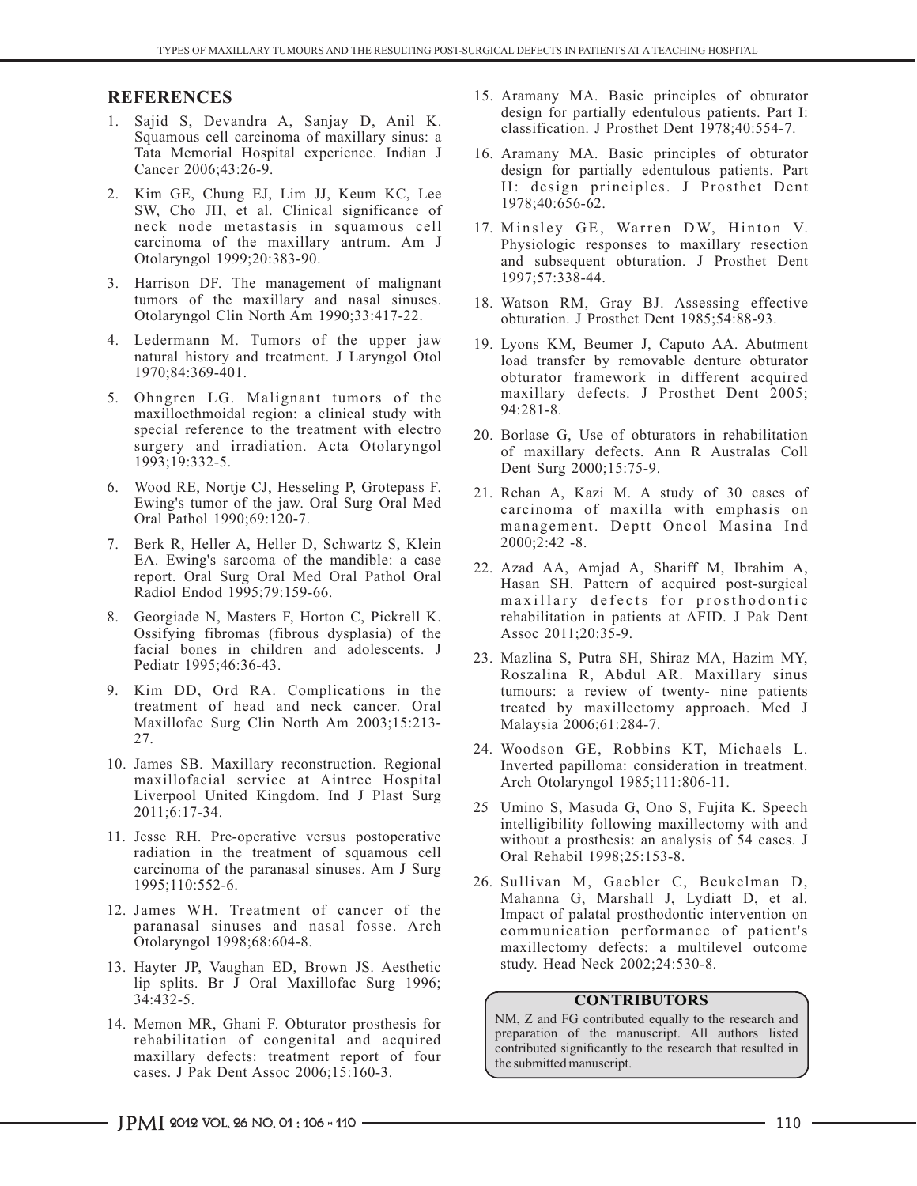## REFERENCES

1. Sajid S, Devandra A, Sanjay D, Anil K. Squamous cell carcinoma of maxillary sinus: a Tata Memorial Hospital experience. Indian J Cancer 2006;43:26-9.
2. Kim GE, Chung EJ, Lim JJ, Keum KC, Lee SW, Cho JH, et al. Clinical significance of neck node metastasis in squamous cell carcinoma of the maxillary antrum. Am J Otolaryngol 1999;20:383-90.
3. Harrison DF. The management of malignant tumors of the maxillary and nasal sinuses. Otolaryngol Clin North Am 1990;33:417-22.
4. Ledermann M. Tumors of the upper jaw natural history and treatment. J Laryngol Otol 1970;84:369-401.
5. Ohngren LG. Malignant tumors of the maxilloethmoidal region: a clinical study with special reference to the treatment with electro surgery and irradiation. Acta Otolaryngol 1993;19:332-5.
6. Wood RE, Nortje CJ, Hesseling P, Grotepass F. Ewing's tumor of the jaw. Oral Surg Oral Med Oral Pathol 1990;69:120-7.
7. Berk R, Heller A, Heller D, Schwartz S, Klein EA. Ewing's sarcoma of the mandible: a case report. Oral Surg Oral Med Oral Pathol Oral Radiol Endod 1995;79:159-66.
8. Georgiade N, Masters F, Horton C, Pickrell K. Ossifying fibromas (fibrous dysplasia) of the facial bones in children and adolescents. J Pediatr 1995;46:36-43.
9. Kim DD, Ord RA. Complications in the treatment of head and neck cancer. Oral Maxillofac Surg Clin North Am 2003;15:213-27.
10. James SB. Maxillary reconstruction. Regional maxillofacial service at Aintree Hospital Liverpool United Kingdom. Ind J Plast Surg 2011;6:17-34.
11. Jesse RH. Pre-operative versus postoperative radiation in the treatment of squamous cell carcinoma of the paranasal sinuses. Am J Surg 1995;110:552-6.
12. James WH. Treatment of cancer of the paranasal sinuses and nasal fosse. Arch Otolaryngol 1998;68:604-8.
13. Hayter JP, Vaughan ED, Brown JS. Aesthetic lip splits. Br J Oral Maxillofac Surg 1996; 34:432-5.
14. Memon MR, Ghani F. Obturator prosthesis for rehabilitation of congenital and acquired maxillary defects: treatment report of four cases. J Pak Dent Assoc 2006;15:160-3.
15. Aramany MA. Basic principles of obturator design for partially edentulous patients. Part I: classification. J Prosthet Dent 1978;40:554-7.
16. Aramany MA. Basic principles of obturator design for partially edentulous patients. Part II: design principles. J Prosthet Dent 1978;40:656-62.
17. Minsley GE, Warren DW, Hinton V. Physiologic responses to maxillary resection and subsequent obturation. J Prosthet Dent 1997;57:338-44.
18. Watson RM, Gray BJ. Assessing effective obturation. J Prosthet Dent 1985;54:88-93.
19. Lyons KM, Beumer J, Caputo AA. Abutment load transfer by removable denture obturator framework in different acquired maxillary defects. J Prosthet Dent 2005; 94:281-8.
20. Borlase G, Use of obturators in rehabilitation of maxillary defects. Ann R Australas Coll Dent Surg 2000;15:75-9.
21. Rehan A, Kazi M. A study of 30 cases of carcinoma of maxilla with emphasis on management. Deptt Oncol Masina Ind 2000;2:42 -8.
22. Azad AA, Amjad A, Shariff M, Ibrahim A, Hasan SH. Pattern of acquired post-surgical maxillary defects for prosthodontic rehabilitation in patients at AFID. J Pak Dent Assoc 2011;20:35-9.
23. Mazlina S, Putra SH, Shiraz MA, Hazim MY, Roszalina R, Abdul AR. Maxillary sinus tumours: a review of twenty- nine patients treated by maxillectomy approach. Med J Malaysia 2006;61:284-7.
24. Woodson GE, Robbins KT, Michaels L. Inverted papilloma: consideration in treatment. Arch Otolaryngol 1985;111:806-11.
25. Umino S, Masuda G, Ono S, Fujita K. Speech intelligibility following maxillectomy with and without a prosthesis: an analysis of 54 cases. J Oral Rehabil 1998;25:153-8.
26. Sullivan M, Gaebler C, Beukelman D, Mahanna G, Marshall J, Lydiatt D, et al. Impact of palatal prosthodontic intervention on communication performance of patient's maxillectomy defects: a multilevel outcome study. Head Neck 2002;24:530-8.

### CONTRIBUTORS

NM, Z and FG contributed equally to the research and preparation of the manuscript. All authors listed contributed significantly to the research that resulted in the submitted manuscript.